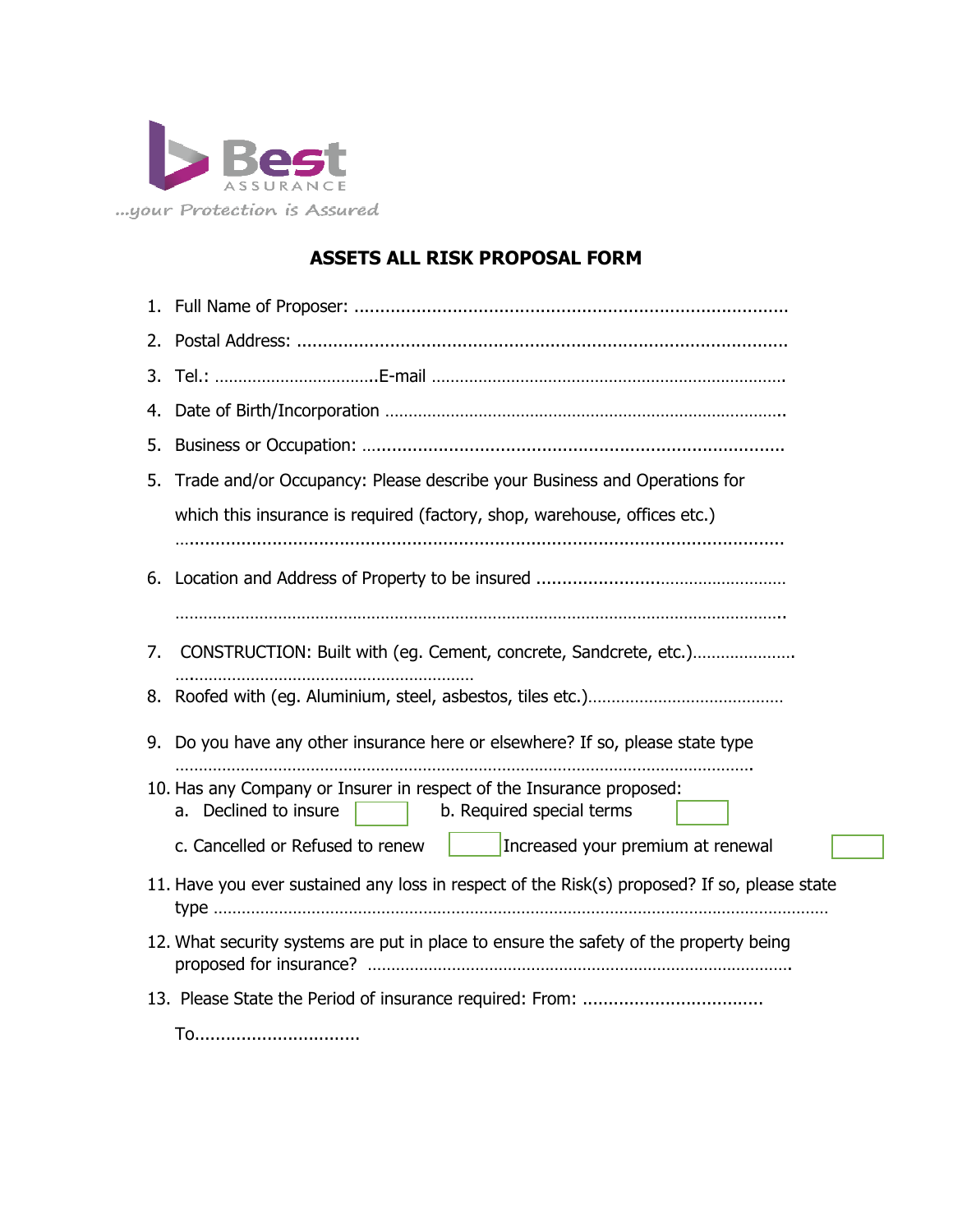Best ASSURANCE

...your Protection is Assured

# ASSETS ALL RISK PROPOSAL FORM

1. Full Name of Proposer: ....................................................................................
2. Postal Address: ...............................................................................................
3. Tel.: ..................................E-mail ..........................................................................
4. Date of Birth/Incorporation ....................................................................................
5. Business or Occupation: ..................................................................................
5. Trade and/or Occupancy: Please describe your Business and Operations for which this insurance is required (factory, shop, warehouse, offices etc.)

   ......................................................................................................................
6. Location and Address of Property to be insured ..................................................

   ......................................................................................................................
7. CONSTRUCTION: Built with (eg. Cement, concrete, Sandcrete, etc.)......................

   ...............................................................
8. Roofed with (eg. Aluminium, steel, asbestos, tiles etc.)..........................................
9. Do you have any other insurance here or elsewhere? If so, please state type

   ......................................................................................................................
10. Has any Company or Insurer in respect of the Insurance proposed:

    a. Declined to insure ☐ b. Required special terms ☐

    c. Cancelled or Refused to renew ☐ Increased your premium at renewal ☐
11. Have you ever sustained any loss in respect of the Risk(s) proposed? If so, please state type ......................................................................................................................
12. What security systems are put in place to ensure the safety of the property being proposed for insurance? ..........................................................................................
13. Please State the Period of insurance required: From: ...................................

    To................................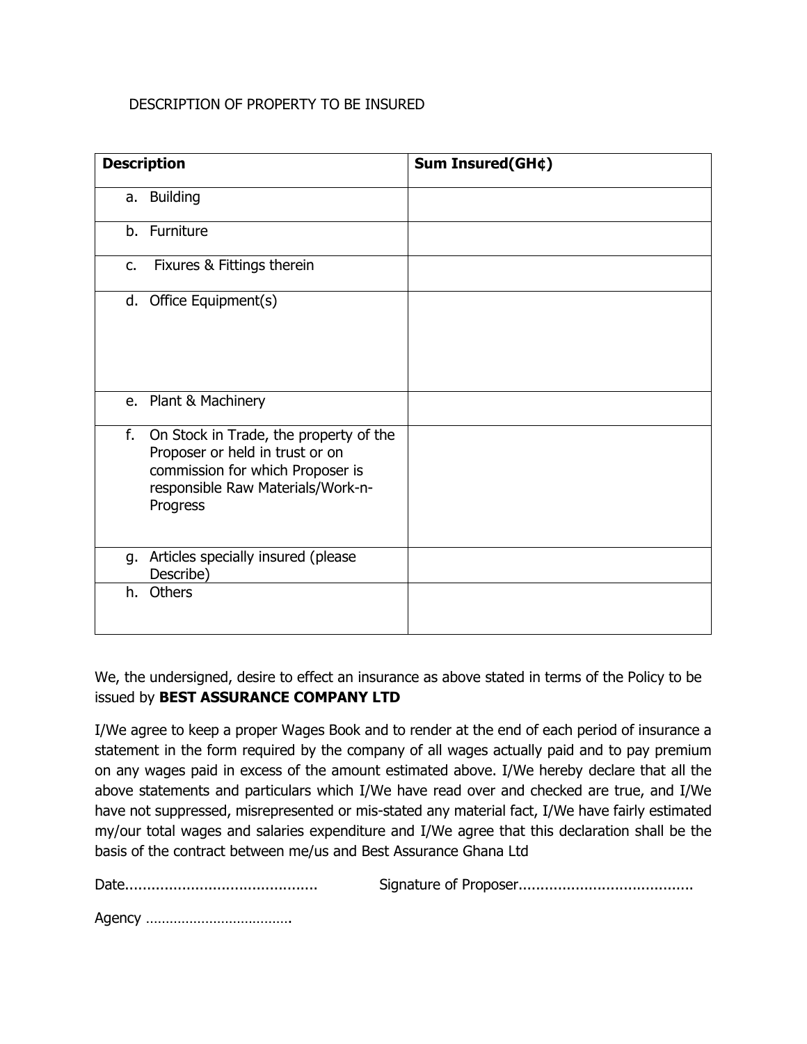DESCRIPTION OF PROPERTY TO BE INSURED

| **Description** | **Sum Insured(GH¢)** |
| --- | --- |
| a. Building | |
| b. Furniture | |
| c. Fixures & Fittings therein | |
| d. Office Equipment(s) | |
| e. Plant & Machinery | |
| f. On Stock in Trade, the property of the Proposer or held in trust or on commission for which Proposer is responsible Raw Materials/Work-n-Progress | |
| g. Articles specially insured (please Describe) | |
| h. Others | |

We, the undersigned, desire to effect an insurance as above stated in terms of the Policy to be issued by **BEST ASSURANCE COMPANY LTD**

I/We agree to keep a proper Wages Book and to render at the end of each period of insurance a statement in the form required by the company of all wages actually paid and to pay premium on any wages paid in excess of the amount estimated above. I/We hereby declare that all the above statements and particulars which I/We have read over and checked are true, and I/We have not suppressed, misrepresented or mis-stated any material fact, I/We have fairly estimated my/our total wages and salaries expenditure and I/We agree that this declaration shall be the basis of the contract between me/us and Best Assurance Ghana Ltd

Date........................................... Signature of Proposer.......................................

Agency ……………………………….